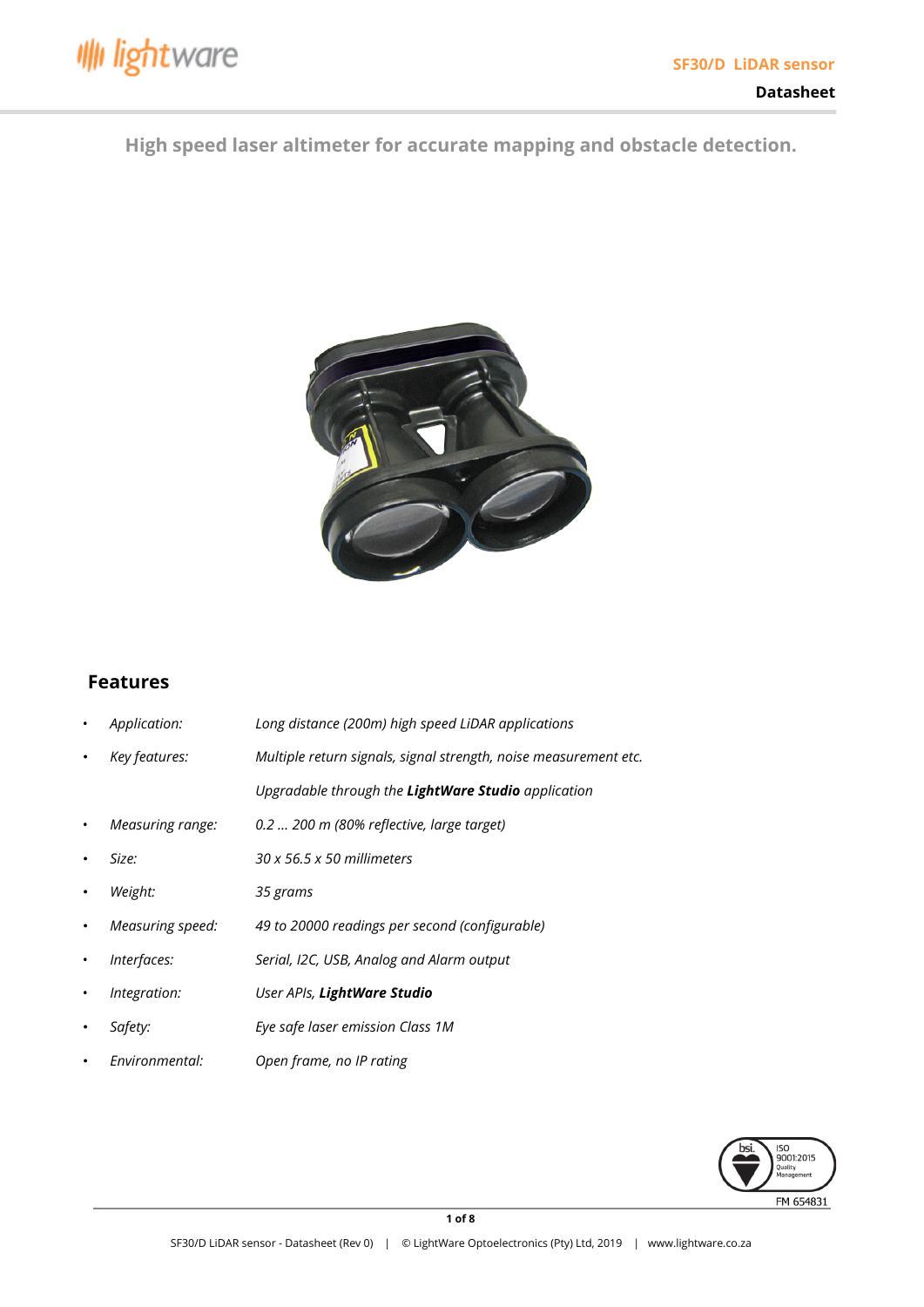SF30/D LiDAR sensor

Datasheet

## High speed laser altimeter for accurate mapping and obstacle detection.

## Features

- *Application:* *Long distance (200m) high speed LiDAR applications*
- *Key features:* *Multiple return signals, signal strength, noise measurement etc.*
  *Upgradable through the **LightWare Studio** application*
- *Measuring range:* *0.2 … 200 m (80% reflective, large target)*
- *Size:* *30 x 56.5 x 50 millimeters*
- *Weight:* *35 grams*
- *Measuring speed:* *49 to 20000 readings per second (configurable)*
- *Interfaces:* *Serial, I2C, USB, Analog and Alarm output*
- *Integration:* *User APIs, **LightWare Studio***
- *Safety:* *Eye safe laser emission Class 1M*
- *Environmental:* *Open frame, no IP rating*

ISO 9001:2015 Quality Management FM 654831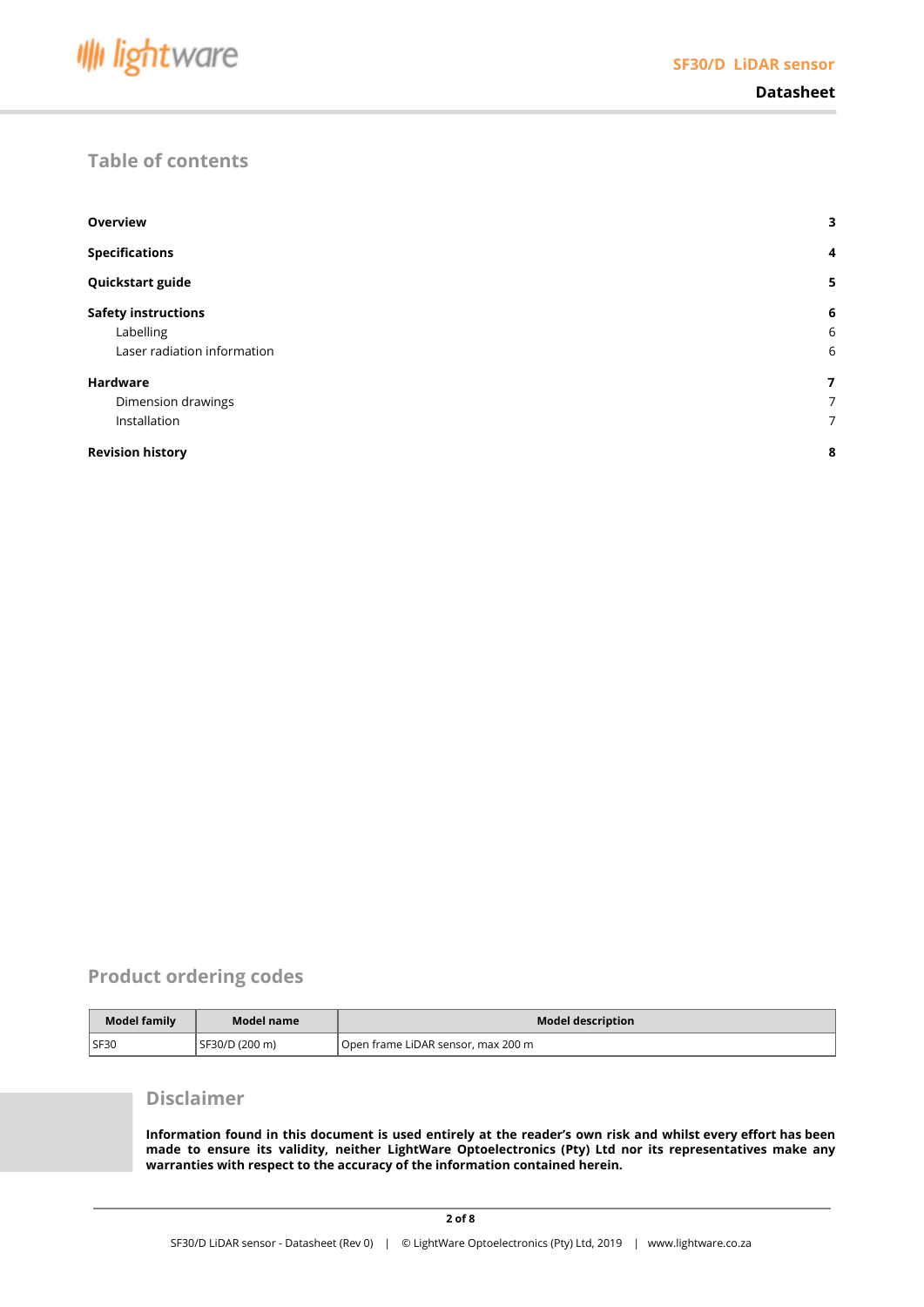## Table of contents

| | |
|---|---|
| **Overview** | **3** |
| **Specifications** | **4** |
| **Quickstart guide** | **5** |
| **Safety instructions** | **6** |
| Labelling | 6 |
| Laser radiation information | 6 |
| **Hardware** | **7** |
| Dimension drawings | 7 |
| Installation | 7 |
| **Revision history** | **8** |

## Product ordering codes

| Model family | Model name | Model description |
|---|---|---|
| SF30 | SF30/D (200 m) | Open frame LiDAR sensor, max 200 m |

## Disclaimer

**Information found in this document is used entirely at the reader's own risk and whilst every effort has been made to ensure its validity, neither LightWare Optoelectronics (Pty) Ltd nor its representatives make any warranties with respect to the accuracy of the information contained herein.**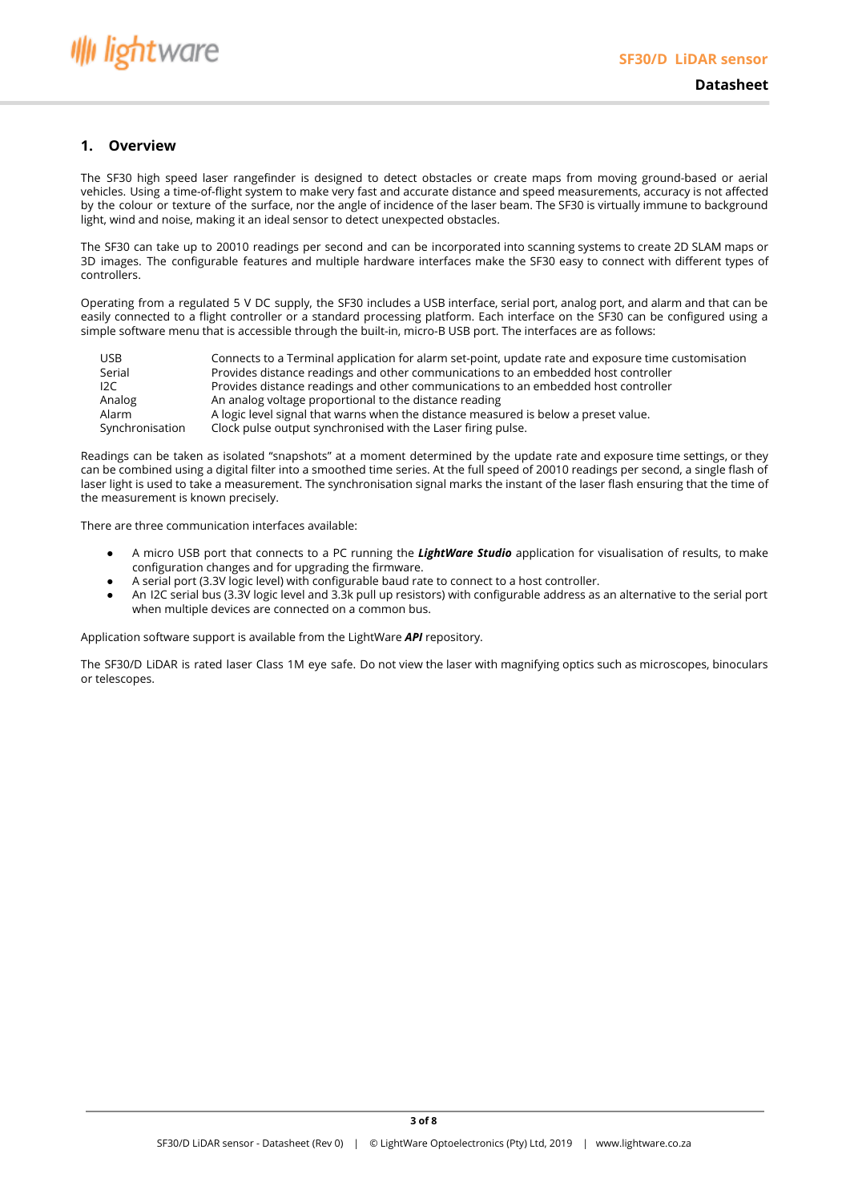## 1. Overview

The SF30 high speed laser rangefinder is designed to detect obstacles or create maps from moving ground-based or aerial vehicles. Using a time-of-flight system to make very fast and accurate distance and speed measurements, accuracy is not affected by the colour or texture of the surface, nor the angle of incidence of the laser beam. The SF30 is virtually immune to background light, wind and noise, making it an ideal sensor to detect unexpected obstacles.

The SF30 can take up to 20010 readings per second and can be incorporated into scanning systems to create 2D SLAM maps or 3D images. The configurable features and multiple hardware interfaces make the SF30 easy to connect with different types of controllers.

Operating from a regulated 5 V DC supply, the SF30 includes a USB interface, serial port, analog port, and alarm and that can be easily connected to a flight controller or a standard processing platform. Each interface on the SF30 can be configured using a simple software menu that is accessible through the built-in, micro-B USB port. The interfaces are as follows:

| | |
|---|---|
| USB | Connects to a Terminal application for alarm set-point, update rate and exposure time customisation |
| Serial | Provides distance readings and other communications to an embedded host controller |
| I2C | Provides distance readings and other communications to an embedded host controller |
| Analog | An analog voltage proportional to the distance reading |
| Alarm | A logic level signal that warns when the distance measured is below a preset value. |
| Synchronisation | Clock pulse output synchronised with the Laser firing pulse. |

Readings can be taken as isolated "snapshots" at a moment determined by the update rate and exposure time settings, or they can be combined using a digital filter into a smoothed time series. At the full speed of 20010 readings per second, a single flash of laser light is used to take a measurement. The synchronisation signal marks the instant of the laser flash ensuring that the time of the measurement is known precisely.

There are three communication interfaces available:

- A micro USB port that connects to a PC running the ***LightWare Studio*** application for visualisation of results, to make configuration changes and for upgrading the firmware.
- A serial port (3.3V logic level) with configurable baud rate to connect to a host controller.
- An I2C serial bus (3.3V logic level and 3.3k pull up resistors) with configurable address as an alternative to the serial port when multiple devices are connected on a common bus.

Application software support is available from the LightWare ***API*** repository.

The SF30/D LiDAR is rated laser Class 1M eye safe. Do not view the laser with magnifying optics such as microscopes, binoculars or telescopes.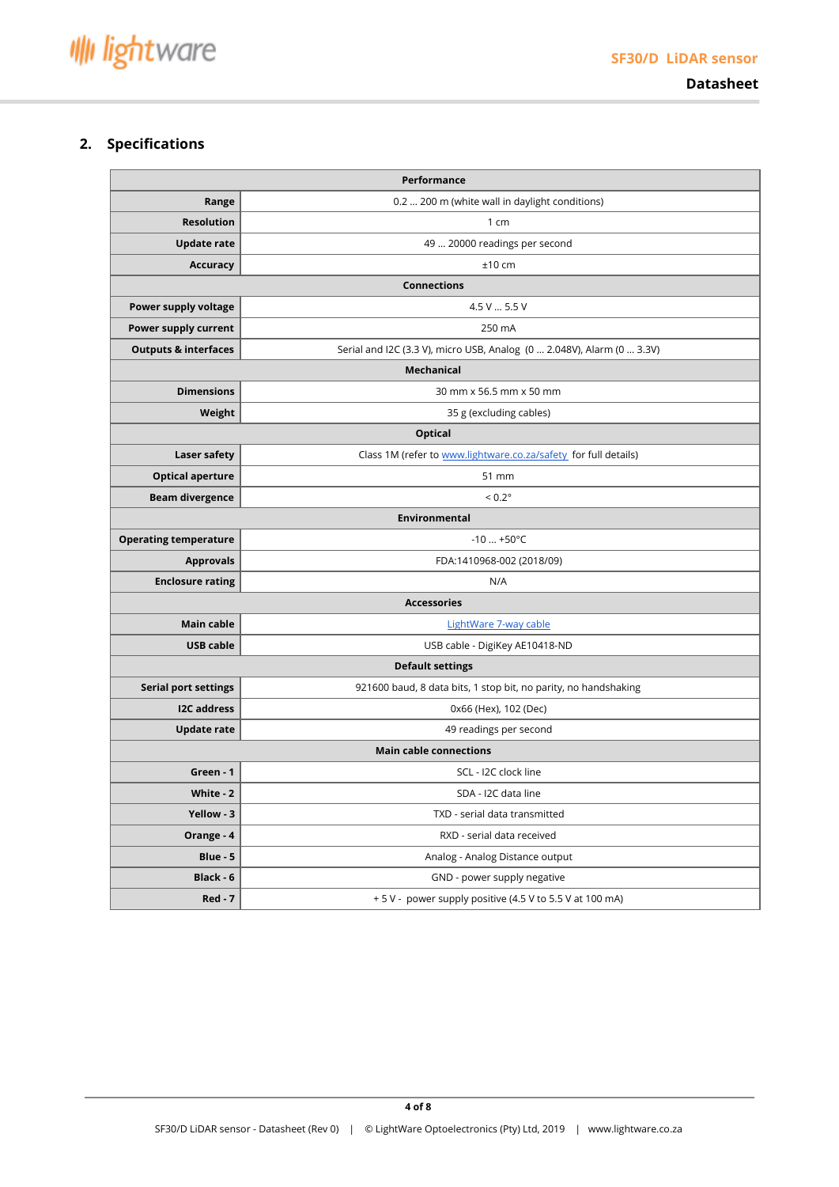## 2. Specifications

| Performance | |
|---|---|
| **Range** | 0.2 … 200 m (white wall in daylight conditions) |
| **Resolution** | 1 cm |
| **Update rate** | 49 … 20000 readings per second |
| **Accuracy** | ±10 cm |
| **Connections** | |
| **Power supply voltage** | 4.5 V … 5.5 V |
| **Power supply current** | 250 mA |
| **Outputs & interfaces** | Serial and I2C (3.3 V), micro USB, Analog (0 … 2.048V), Alarm (0 … 3.3V) |
| **Mechanical** | |
| **Dimensions** | 30 mm x 56.5 mm x 50 mm |
| **Weight** | 35 g (excluding cables) |
| **Optical** | |
| **Laser safety** | Class 1M (refer to www.lightware.co.za/safety for full details) |
| **Optical aperture** | 51 mm |
| **Beam divergence** | < 0.2° |
| **Environmental** | |
| **Operating temperature** | -10 … +50°C |
| **Approvals** | FDA:1410968-002 (2018/09) |
| **Enclosure rating** | N/A |
| **Accessories** | |
| **Main cable** | LightWare 7-way cable |
| **USB cable** | USB cable - DigiKey AE10418-ND |
| **Default settings** | |
| **Serial port settings** | 921600 baud, 8 data bits, 1 stop bit, no parity, no handshaking |
| **I2C address** | 0x66 (Hex), 102 (Dec) |
| **Update rate** | 49 readings per second |
| **Main cable connections** | |
| **Green - 1** | SCL - I2C clock line |
| **White - 2** | SDA - I2C data line |
| **Yellow - 3** | TXD - serial data transmitted |
| **Orange - 4** | RXD - serial data received |
| **Blue - 5** | Analog - Analog Distance output |
| **Black - 6** | GND - power supply negative |
| **Red - 7** | + 5 V - power supply positive (4.5 V to 5.5 V at 100 mA) |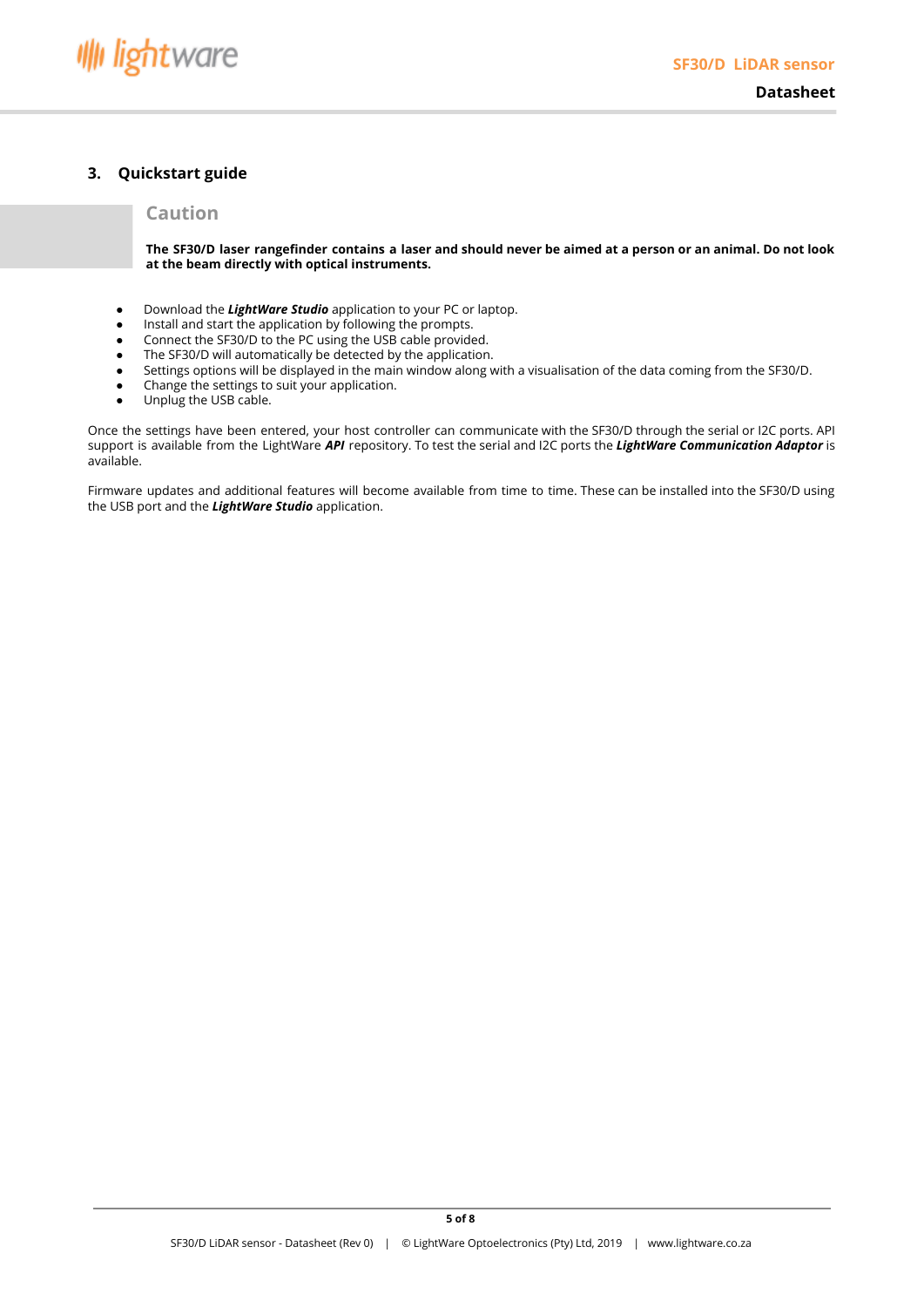## 3. Quickstart guide

### Caution

**The SF30/D laser rangefinder contains a laser and should never be aimed at a person or an animal. Do not look at the beam directly with optical instruments.**

- Download the ***LightWare Studio*** application to your PC or laptop.
- Install and start the application by following the prompts.
- Connect the SF30/D to the PC using the USB cable provided.
- The SF30/D will automatically be detected by the application.
- Settings options will be displayed in the main window along with a visualisation of the data coming from the SF30/D.
- Change the settings to suit your application.
- Unplug the USB cable.

Once the settings have been entered, your host controller can communicate with the SF30/D through the serial or I2C ports. API support is available from the LightWare ***API*** repository. To test the serial and I2C ports the ***LightWare Communication Adaptor*** is available.

Firmware updates and additional features will become available from time to time. These can be installed into the SF30/D using the USB port and the ***LightWare Studio*** application.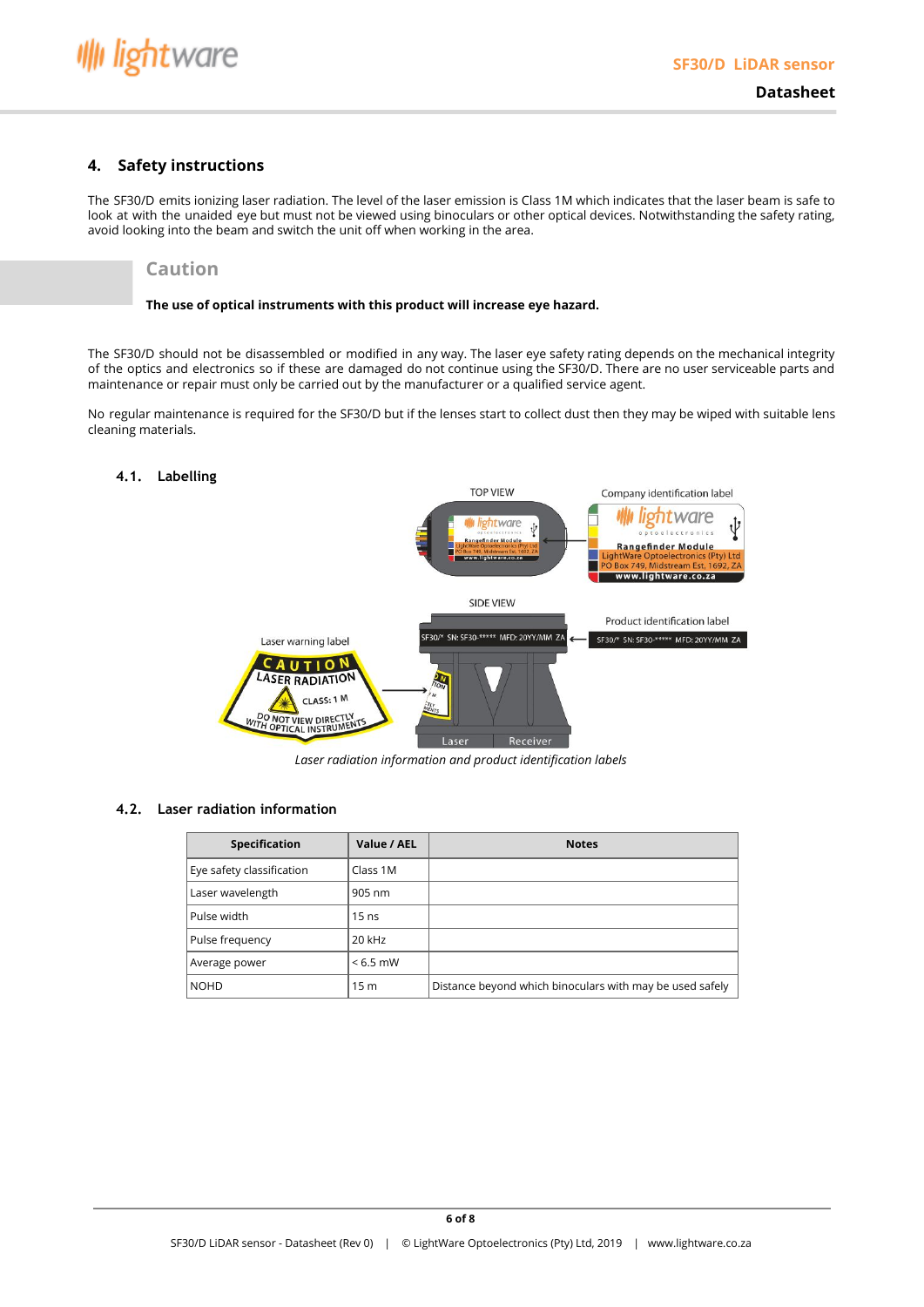## 4. Safety instructions

The SF30/D emits ionizing laser radiation. The level of the laser emission is Class 1M which indicates that the laser beam is safe to look at with the unaided eye but must not be viewed using binoculars or other optical devices. Notwithstanding the safety rating, avoid looking into the beam and switch the unit off when working in the area.

> **Caution**
>
> **The use of optical instruments with this product will increase eye hazard.**

The SF30/D should not be disassembled or modified in any way. The laser eye safety rating depends on the mechanical integrity of the optics and electronics so if these are damaged do not continue using the SF30/D. There are no user serviceable parts and maintenance or repair must only be carried out by the manufacturer or a qualified service agent.

No regular maintenance is required for the SF30/D but if the lenses start to collect dust then they may be wiped with suitable lens cleaning materials.

### 4.1. Labelling

*Laser radiation information and product identification labels*

### 4.2. Laser radiation information

| Specification | Value / AEL | Notes |
|---|---|---|
| Eye safety classification | Class 1M | |
| Laser wavelength | 905 nm | |
| Pulse width | 15 ns | |
| Pulse frequency | 20 kHz | |
| Average power | < 6.5 mW | |
| NOHD | 15 m | Distance beyond which binoculars with may be used safely |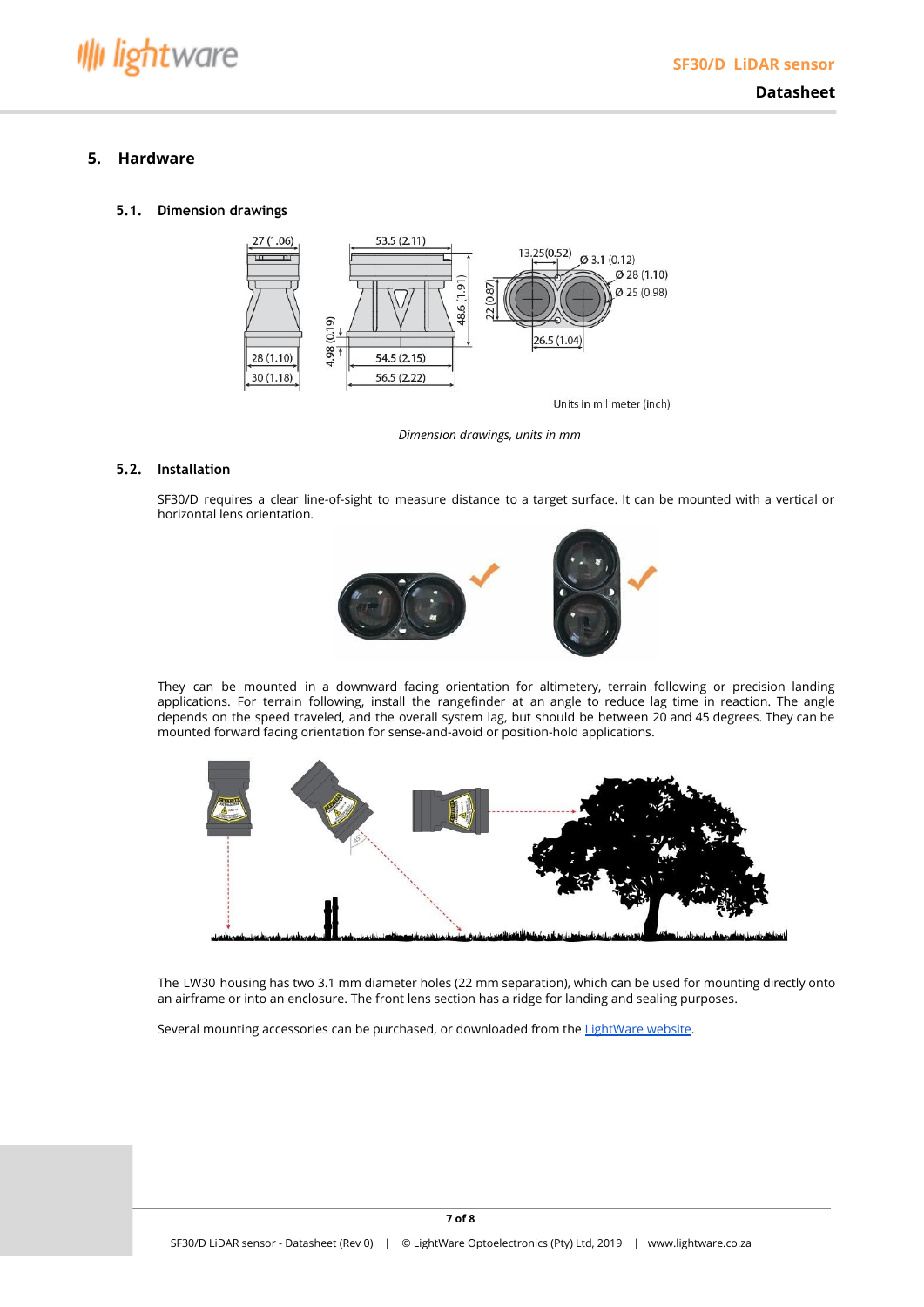# 5. Hardware

## 5.1. Dimension drawings

*Dimension drawings, units in mm*

## 5.2. Installation

SF30/D requires a clear line-of-sight to measure distance to a target surface. It can be mounted with a vertical or horizontal lens orientation.

They can be mounted in a downward facing orientation for altimetery, terrain following or precision landing applications. For terrain following, install the rangefinder at an angle to reduce lag time in reaction. The angle depends on the speed traveled, and the overall system lag, but should be between 20 and 45 degrees. They can be mounted forward facing orientation for sense-and-avoid or position-hold applications.

The LW30 housing has two 3.1 mm diameter holes (22 mm separation), which can be used for mounting directly onto an airframe or into an enclosure. The front lens section has a ridge for landing and sealing purposes.

Several mounting accessories can be purchased, or downloaded from the LightWare website.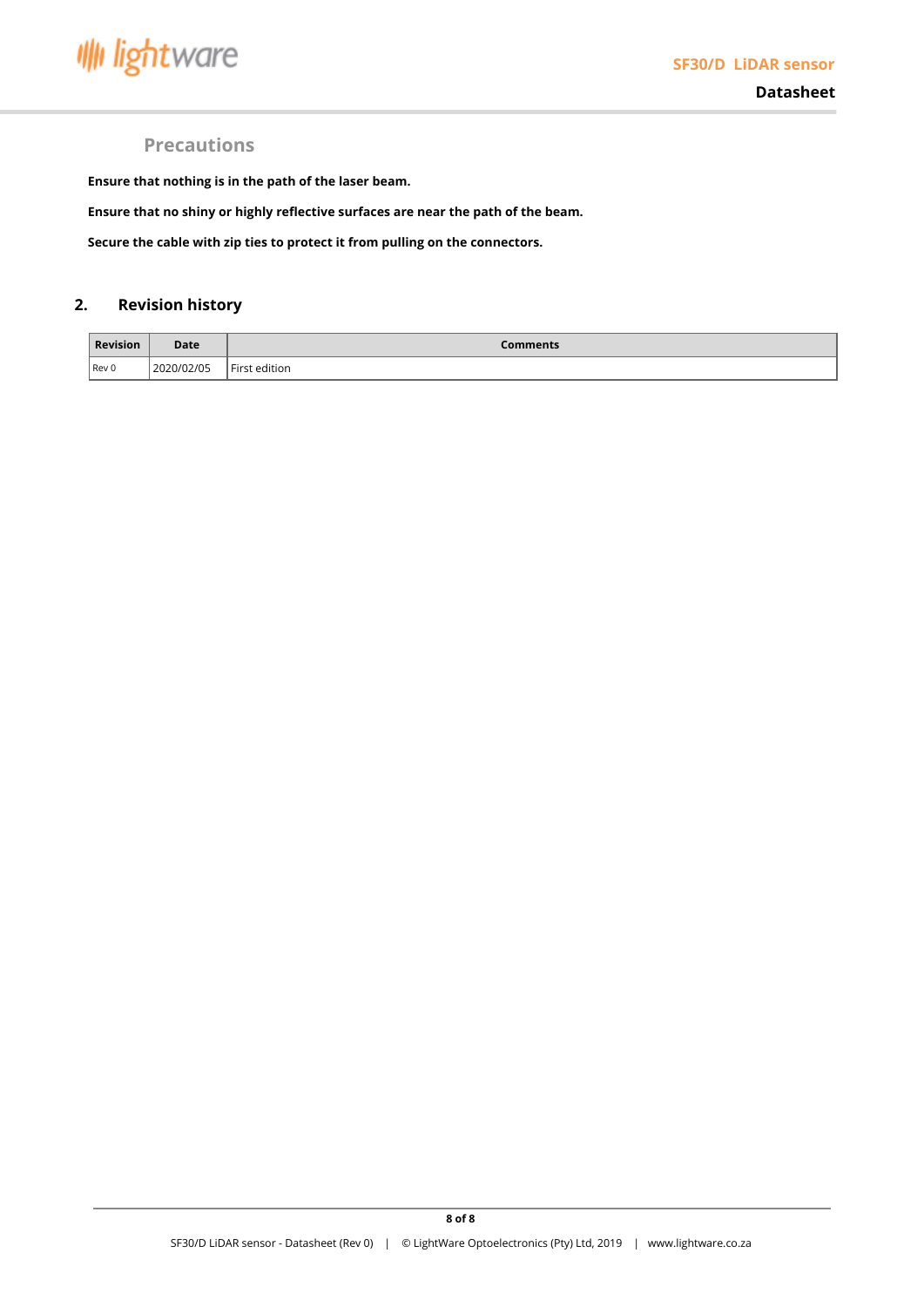### Precautions

**Ensure that nothing is in the path of the laser beam.**

**Ensure that no shiny or highly reflective surfaces are near the path of the beam.**

**Secure the cable with zip ties to protect it from pulling on the connectors.**

## 2. Revision history

| Revision | Date | Comments |
|---|---|---|
| Rev 0 | 2020/02/05 | First edition |